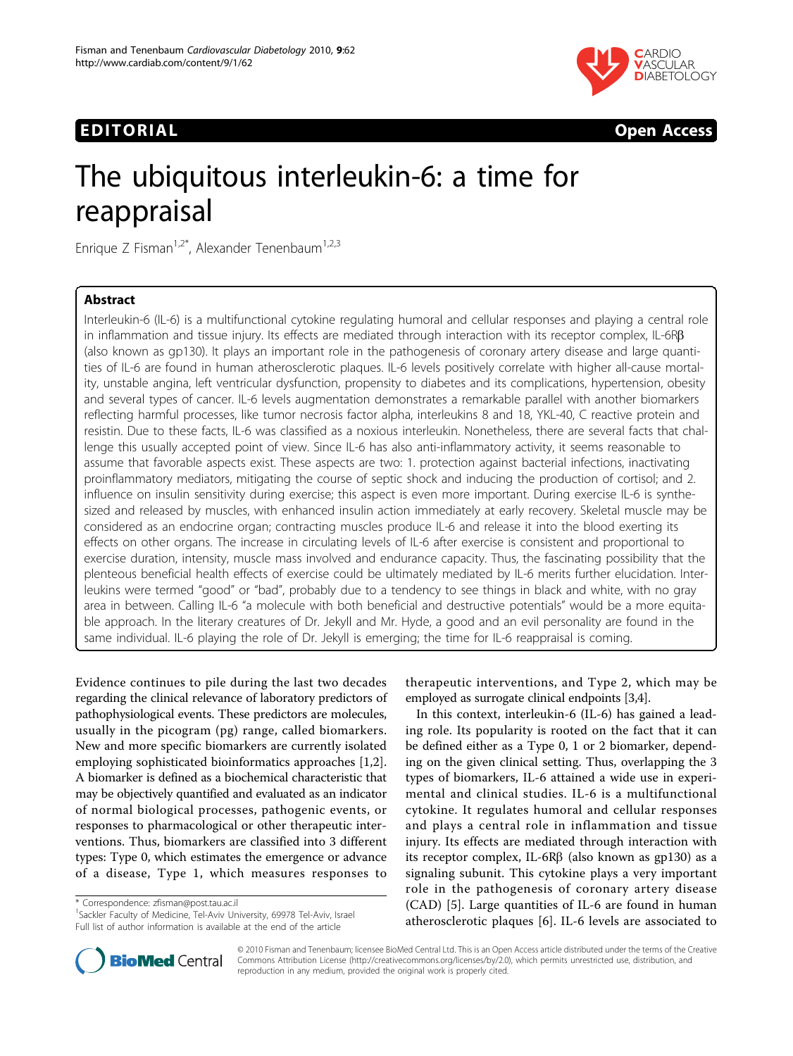EDITORIAL Open Access

# The ubiquitous interleukin-6: a time for reappraisal

Enrique Z Fisman[1,2*], Alexander Tenenbaum[1,2,3]

## Abstract

Interleukin-6 (IL-6) is a multifunctional cytokine regulating humoral and cellular responses and playing a central role in inflammation and tissue injury. Its effects are mediated through interaction with its receptor complex, IL-6Rβ (also known as gp130). It plays an important role in the pathogenesis of coronary artery disease and large quantities of IL-6 are found in human atherosclerotic plaques. IL-6 levels positively correlate with higher all-cause mortality, unstable angina, left ventricular dysfunction, propensity to diabetes and its complications, hypertension, obesity and several types of cancer. IL-6 levels augmentation demonstrates a remarkable parallel with another biomarkers reflecting harmful processes, like tumor necrosis factor alpha, interleukins 8 and 18, YKL-40, C reactive protein and resistin. Due to these facts, IL-6 was classified as a noxious interleukin. Nonetheless, there are several facts that challenge this usually accepted point of view. Since IL-6 has also anti-inflammatory activity, it seems reasonable to assume that favorable aspects exist. These aspects are two: 1. protection against bacterial infections, inactivating proinflammatory mediators, mitigating the course of septic shock and inducing the production of cortisol; and 2. influence on insulin sensitivity during exercise; this aspect is even more important. During exercise IL-6 is synthesized and released by muscles, with enhanced insulin action immediately at early recovery. Skeletal muscle may be considered as an endocrine organ; contracting muscles produce IL-6 and release it into the blood exerting its effects on other organs. The increase in circulating levels of IL-6 after exercise is consistent and proportional to exercise duration, intensity, muscle mass involved and endurance capacity. Thus, the fascinating possibility that the plenteous beneficial health effects of exercise could be ultimately mediated by IL-6 merits further elucidation. Interleukins were termed "good" or "bad", probably due to a tendency to see things in black and white, with no gray area in between. Calling IL-6 "a molecule with both beneficial and destructive potentials" would be a more equitable approach. In the literary creatures of Dr. Jekyll and Mr. Hyde, a good and an evil personality are found in the same individual. IL-6 playing the role of Dr. Jekyll is emerging; the time for IL-6 reappraisal is coming.

Evidence continues to pile during the last two decades regarding the clinical relevance of laboratory predictors of pathophysiological events. These predictors are molecules, usually in the picogram (pg) range, called biomarkers. New and more specific biomarkers are currently isolated employing sophisticated bioinformatics approaches [1,2]. A biomarker is defined as a biochemical characteristic that may be objectively quantified and evaluated as an indicator of normal biological processes, pathogenic events, or responses to pharmacological or other therapeutic interventions. Thus, biomarkers are classified into 3 different types: Type 0, which estimates the emergence or advance of a disease, Type 1, which measures responses to therapeutic interventions, and Type 2, which may be employed as surrogate clinical endpoints [3,4].

In this context, interleukin-6 (IL-6) has gained a leading role. Its popularity is rooted on the fact that it can be defined either as a Type 0, 1 or 2 biomarker, depending on the given clinical setting. Thus, overlapping the 3 types of biomarkers, IL-6 attained a wide use in experimental and clinical studies. IL-6 is a multifunctional cytokine. It regulates humoral and cellular responses and plays a central role in inflammation and tissue injury. Its effects are mediated through interaction with its receptor complex, IL-6Rβ (also known as gp130) as a signaling subunit. This cytokine plays a very important role in the pathogenesis of coronary artery disease (CAD) [5]. Large quantities of IL-6 are found in human atherosclerotic plaques [6]. IL-6 levels are associated to

\* Correspondence: zfisman@post.tau.ac.il
[1]Sackler Faculty of Medicine, Tel-Aviv University, 69978 Tel-Aviv, Israel
Full list of author information is available at the end of the article

© 2010 Fisman and Tenenbaum; licensee BioMed Central Ltd. This is an Open Access article distributed under the terms of the Creative Commons Attribution License (http://creativecommons.org/licenses/by/2.0), which permits unrestricted use, distribution, and reproduction in any medium, provided the original work is properly cited.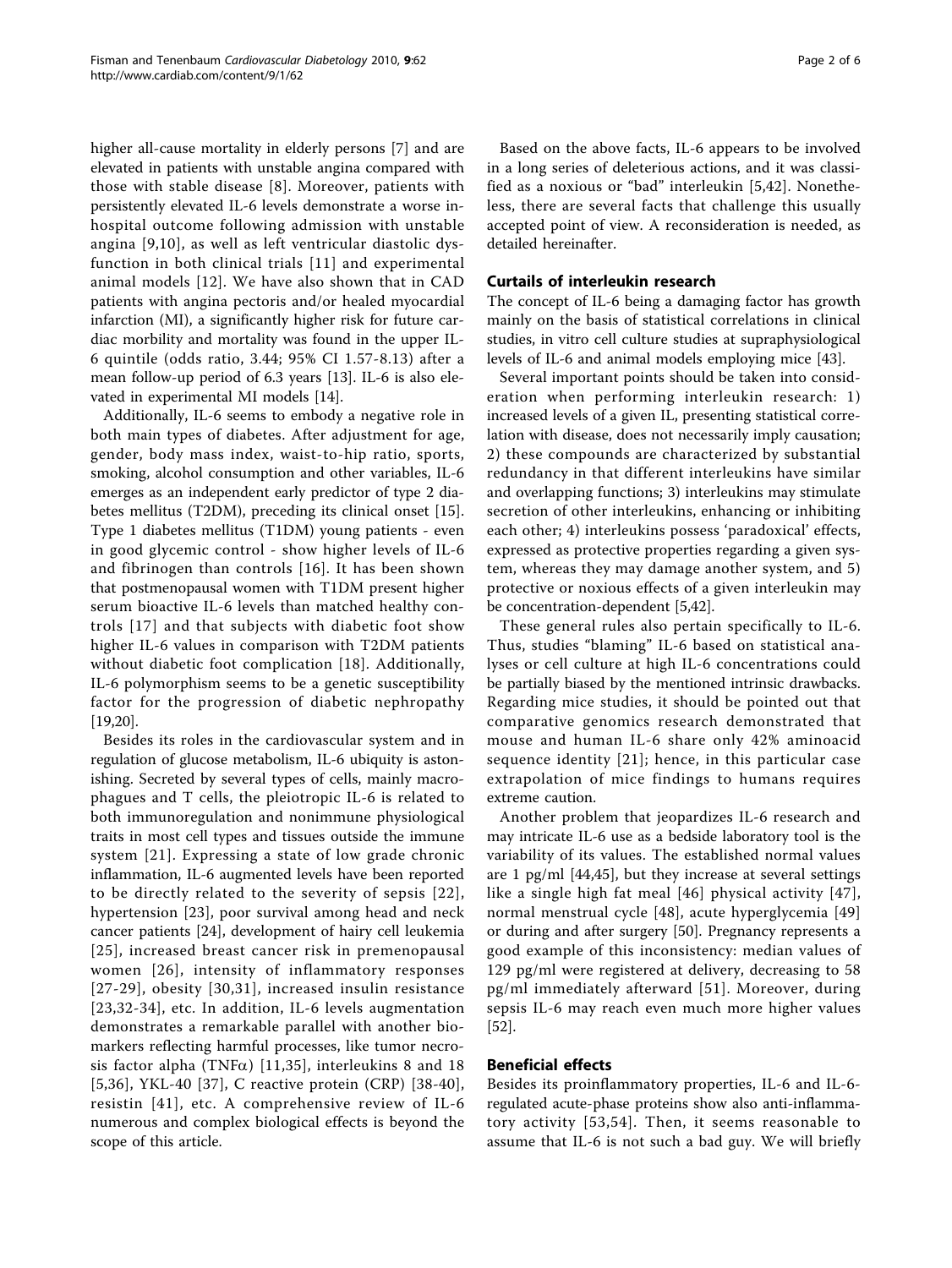higher all-cause mortality in elderly persons [7] and are elevated in patients with unstable angina compared with those with stable disease [8]. Moreover, patients with persistently elevated IL-6 levels demonstrate a worse in-hospital outcome following admission with unstable angina [9,10], as well as left ventricular diastolic dysfunction in both clinical trials [11] and experimental animal models [12]. We have also shown that in CAD patients with angina pectoris and/or healed myocardial infarction (MI), a significantly higher risk for future cardiac morbidity and mortality was found in the upper IL-6 quintile (odds ratio, 3.44; 95% CI 1.57-8.13) after a mean follow-up period of 6.3 years [13]. IL-6 is also elevated in experimental MI models [14].

Additionally, IL-6 seems to embody a negative role in both main types of diabetes. After adjustment for age, gender, body mass index, waist-to-hip ratio, sports, smoking, alcohol consumption and other variables, IL-6 emerges as an independent early predictor of type 2 diabetes mellitus (T2DM), preceding its clinical onset [15]. Type 1 diabetes mellitus (T1DM) young patients - even in good glycemic control - show higher levels of IL-6 and fibrinogen than controls [16]. It has been shown that postmenopausal women with T1DM present higher serum bioactive IL-6 levels than matched healthy controls [17] and that subjects with diabetic foot show higher IL-6 values in comparison with T2DM patients without diabetic foot complication [18]. Additionally, IL-6 polymorphism seems to be a genetic susceptibility factor for the progression of diabetic nephropathy [19,20].

Besides its roles in the cardiovascular system and in regulation of glucose metabolism, IL-6 ubiquity is astonishing. Secreted by several types of cells, mainly macrophages and T cells, the pleiotropic IL-6 is related to both immunoregulation and nonimmune physiological traits in most cell types and tissues outside the immune system [21]. Expressing a state of low grade chronic inflammation, IL-6 augmented levels have been reported to be directly related to the severity of sepsis [22], hypertension [23], poor survival among head and neck cancer patients [24], development of hairy cell leukemia [25], increased breast cancer risk in premenopausal women [26], intensity of inflammatory responses [27-29], obesity [30,31], increased insulin resistance [23,32-34], etc. In addition, IL-6 levels augmentation demonstrates a remarkable parallel with another biomarkers reflecting harmful processes, like tumor necrosis factor alpha (TNF$\alpha$) [11,35], interleukins 8 and 18 [5,36], YKL-40 [37], C reactive protein (CRP) [38-40], resistin [41], etc. A comprehensive review of IL-6 numerous and complex biological effects is beyond the scope of this article.

Based on the above facts, IL-6 appears to be involved in a long series of deleterious actions, and it was classified as a noxious or "bad" interleukin [5,42]. Nonetheless, there are several facts that challenge this usually accepted point of view. A reconsideration is needed, as detailed hereinafter.

## Curtails of interleukin research

The concept of IL-6 being a damaging factor has growth mainly on the basis of statistical correlations in clinical studies, in vitro cell culture studies at supraphysiological levels of IL-6 and animal models employing mice [43].

Several important points should be taken into consideration when performing interleukin research: 1) increased levels of a given IL, presenting statistical correlation with disease, does not necessarily imply causation; 2) these compounds are characterized by substantial redundancy in that different interleukins have similar and overlapping functions; 3) interleukins may stimulate secretion of other interleukins, enhancing or inhibiting each other; 4) interleukins possess 'paradoxical' effects, expressed as protective properties regarding a given system, whereas they may damage another system, and 5) protective or noxious effects of a given interleukin may be concentration-dependent [5,42].

These general rules also pertain specifically to IL-6. Thus, studies "blaming" IL-6 based on statistical analyses or cell culture at high IL-6 concentrations could be partially biased by the mentioned intrinsic drawbacks. Regarding mice studies, it should be pointed out that comparative genomics research demonstrated that mouse and human IL-6 share only 42% aminoacid sequence identity [21]; hence, in this particular case extrapolation of mice findings to humans requires extreme caution.

Another problem that jeopardizes IL-6 research and may intricate IL-6 use as a bedside laboratory tool is the variability of its values. The established normal values are 1 pg/ml [44,45], but they increase at several settings like a single high fat meal [46] physical activity [47], normal menstrual cycle [48], acute hyperglycemia [49] or during and after surgery [50]. Pregnancy represents a good example of this inconsistency: median values of 129 pg/ml were registered at delivery, decreasing to 58 pg/ml immediately afterward [51]. Moreover, during sepsis IL-6 may reach even much more higher values [52].

## Beneficial effects

Besides its proinflammatory properties, IL-6 and IL-6-regulated acute-phase proteins show also anti-inflammatory activity [53,54]. Then, it seems reasonable to assume that IL-6 is not such a bad guy. We will briefly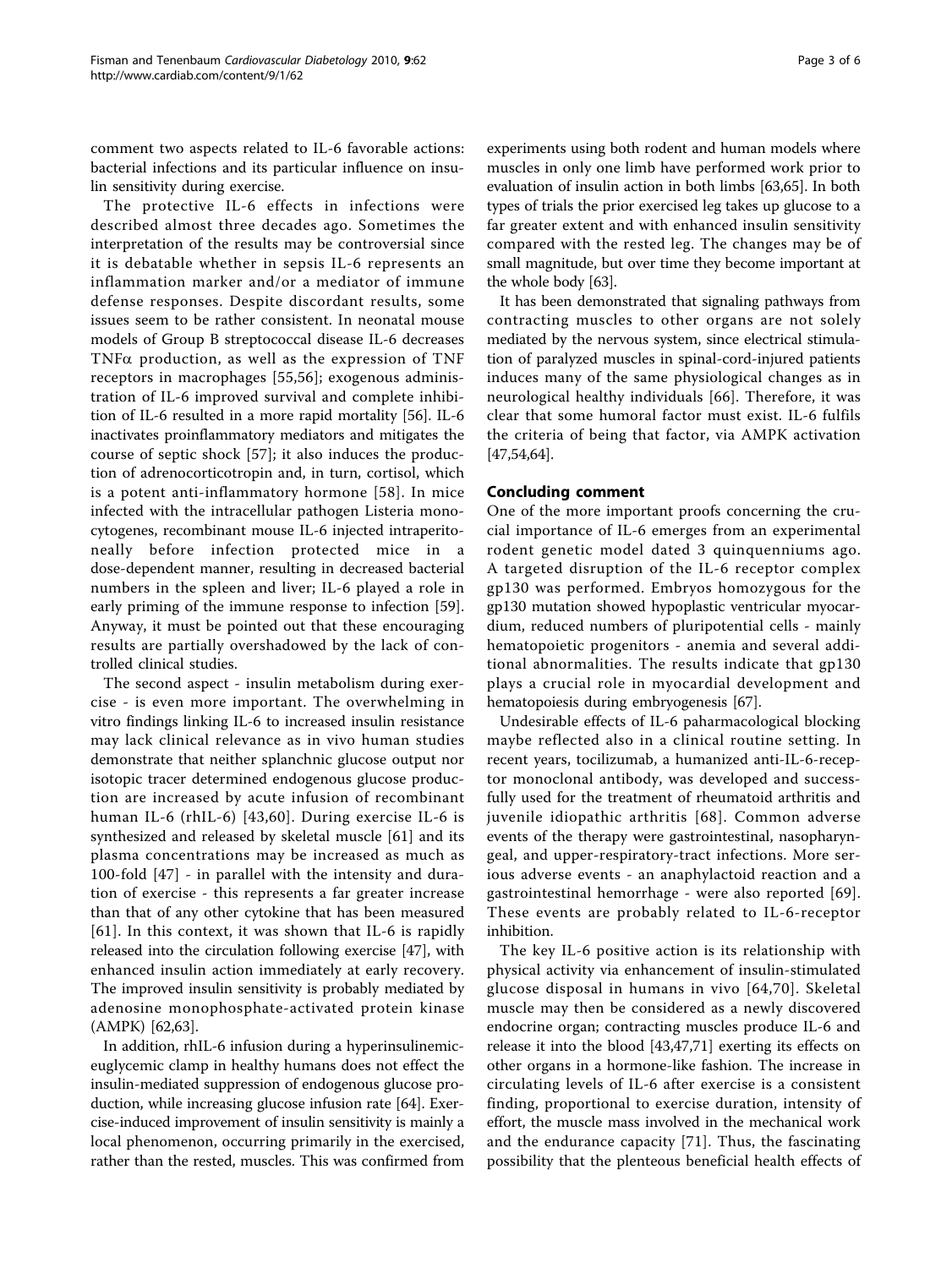comment two aspects related to IL-6 favorable actions: bacterial infections and its particular influence on insulin sensitivity during exercise.

The protective IL-6 effects in infections were described almost three decades ago. Sometimes the interpretation of the results may be controversial since it is debatable whether in sepsis IL-6 represents an inflammation marker and/or a mediator of immune defense responses. Despite discordant results, some issues seem to be rather consistent. In neonatal mouse models of Group B streptococcal disease IL-6 decreases TNFα production, as well as the expression of TNF receptors in macrophages [55,56]; exogenous administration of IL-6 improved survival and complete inhibition of IL-6 resulted in a more rapid mortality [56]. IL-6 inactivates proinflammatory mediators and mitigates the course of septic shock [57]; it also induces the production of adrenocorticotropin and, in turn, cortisol, which is a potent anti-inflammatory hormone [58]. In mice infected with the intracellular pathogen Listeria monocytogenes, recombinant mouse IL-6 injected intraperitoneally before infection protected mice in a dose-dependent manner, resulting in decreased bacterial numbers in the spleen and liver; IL-6 played a role in early priming of the immune response to infection [59]. Anyway, it must be pointed out that these encouraging results are partially overshadowed by the lack of controlled clinical studies.

The second aspect - insulin metabolism during exercise - is even more important. The overwhelming in vitro findings linking IL-6 to increased insulin resistance may lack clinical relevance as in vivo human studies demonstrate that neither splanchnic glucose output nor isotopic tracer determined endogenous glucose production are increased by acute infusion of recombinant human IL-6 (rhIL-6) [43,60]. During exercise IL-6 is synthesized and released by skeletal muscle [61] and its plasma concentrations may be increased as much as 100-fold [47] - in parallel with the intensity and duration of exercise - this represents a far greater increase than that of any other cytokine that has been measured [61]. In this context, it was shown that IL-6 is rapidly released into the circulation following exercise [47], with enhanced insulin action immediately at early recovery. The improved insulin sensitivity is probably mediated by adenosine monophosphate-activated protein kinase (AMPK) [62,63].

In addition, rhIL-6 infusion during a hyperinsulinemic-euglycemic clamp in healthy humans does not effect the insulin-mediated suppression of endogenous glucose production, while increasing glucose infusion rate [64]. Exercise-induced improvement of insulin sensitivity is mainly a local phenomenon, occurring primarily in the exercised, rather than the rested, muscles. This was confirmed from experiments using both rodent and human models where muscles in only one limb have performed work prior to evaluation of insulin action in both limbs [63,65]. In both types of trials the prior exercised leg takes up glucose to a far greater extent and with enhanced insulin sensitivity compared with the rested leg. The changes may be of small magnitude, but over time they become important at the whole body [63].

It has been demonstrated that signaling pathways from contracting muscles to other organs are not solely mediated by the nervous system, since electrical stimulation of paralyzed muscles in spinal-cord-injured patients induces many of the same physiological changes as in neurological healthy individuals [66]. Therefore, it was clear that some humoral factor must exist. IL-6 fulfils the criteria of being that factor, via AMPK activation [47,54,64].

## Concluding comment

One of the more important proofs concerning the crucial importance of IL-6 emerges from an experimental rodent genetic model dated 3 quinquenniums ago. A targeted disruption of the IL-6 receptor complex gp130 was performed. Embryos homozygous for the gp130 mutation showed hypoplastic ventricular myocardium, reduced numbers of pluripotential cells - mainly hematopoietic progenitors - anemia and several additional abnormalities. The results indicate that gp130 plays a crucial role in myocardial development and hematopoiesis during embryogenesis [67].

Undesirable effects of IL-6 paharmacological blocking maybe reflected also in a clinical routine setting. In recent years, tocilizumab, a humanized anti-IL-6-receptor monoclonal antibody, was developed and successfully used for the treatment of rheumatoid arthritis and juvenile idiopathic arthritis [68]. Common adverse events of the therapy were gastrointestinal, nasopharyngeal, and upper-respiratory-tract infections. More serious adverse events - an anaphylactoid reaction and a gastrointestinal hemorrhage - were also reported [69]. These events are probably related to IL-6-receptor inhibition.

The key IL-6 positive action is its relationship with physical activity via enhancement of insulin-stimulated glucose disposal in humans in vivo [64,70]. Skeletal muscle may then be considered as a newly discovered endocrine organ; contracting muscles produce IL-6 and release it into the blood [43,47,71] exerting its effects on other organs in a hormone-like fashion. The increase in circulating levels of IL-6 after exercise is a consistent finding, proportional to exercise duration, intensity of effort, the muscle mass involved in the mechanical work and the endurance capacity [71]. Thus, the fascinating possibility that the plenteous beneficial health effects of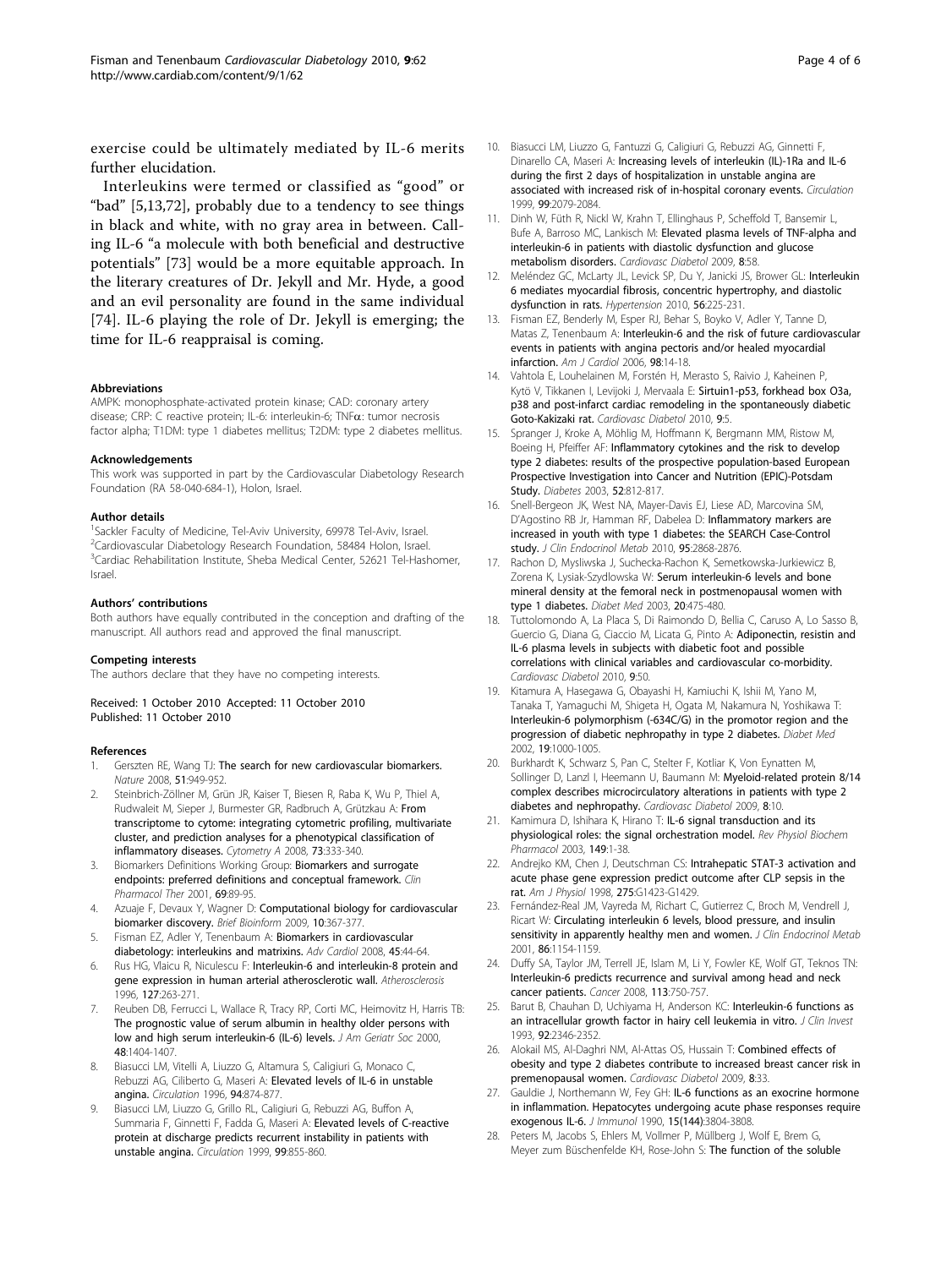exercise could be ultimately mediated by IL-6 merits further elucidation.

Interleukins were termed or classified as "good" or "bad" [5,13,72], probably due to a tendency to see things in black and white, with no gray area in between. Calling IL-6 "a molecule with both beneficial and destructive potentials" [73] would be a more equitable approach. In the literary creatures of Dr. Jekyll and Mr. Hyde, a good and an evil personality are found in the same individual [74]. IL-6 playing the role of Dr. Jekyll is emerging; the time for IL-6 reappraisal is coming.

#### Abbreviations

AMPK: monophosphate-activated protein kinase; CAD: coronary artery disease; CRP: C reactive protein; IL-6: interleukin-6; TNFα: tumor necrosis factor alpha; T1DM: type 1 diabetes mellitus; T2DM: type 2 diabetes mellitus.

#### Acknowledgements

This work was supported in part by the Cardiovascular Diabetology Research Foundation (RA 58-040-684-1), Holon, Israel.

#### Author details

[1]Sackler Faculty of Medicine, Tel-Aviv University, 69978 Tel-Aviv, Israel. [2]Cardiovascular Diabetology Research Foundation, 58484 Holon, Israel. [3]Cardiac Rehabilitation Institute, Sheba Medical Center, 52621 Tel-Hashomer, Israel.

#### Authors' contributions

Both authors have equally contributed in the conception and drafting of the manuscript. All authors read and approved the final manuscript.

#### Competing interests

The authors declare that they have no competing interests.

Received: 1 October 2010 Accepted: 11 October 2010
Published: 11 October 2010

#### References

1. Gerszten RE, Wang TJ: **The search for new cardiovascular biomarkers.** *Nature* 2008, **51**:949-952.
2. Steinbrich-Zöllner M, Grün JR, Kaiser T, Biesen R, Raba K, Wu P, Thiel A, Rudwaleit M, Sieper J, Burmester GR, Radbruch A, Grützkau A: **From transcriptome to cytome: integrating cytometric profiling, multivariate cluster, and prediction analyses for a phenotypical classification of inflammatory diseases.** *Cytometry A* 2008, **73**:333-340.
3. Biomarkers Definitions Working Group: **Biomarkers and surrogate endpoints: preferred definitions and conceptual framework.** *Clin Pharmacol Ther* 2001, **69**:89-95.
4. Azuaje F, Devaux Y, Wagner D: **Computational biology for cardiovascular biomarker discovery.** *Brief Bioinform* 2009, **10**:367-377.
5. Fisman EZ, Adler Y, Tenenbaum A: **Biomarkers in cardiovascular diabetology: interleukins and matrixins.** *Adv Cardiol* 2008, **45**:44-64.
6. Rus HG, Vlaicu R, Niculescu F: **Interleukin-6 and interleukin-8 protein and gene expression in human arterial atherosclerotic wall.** *Atherosclerosis* 1996, **127**:263-271.
7. Reuben DB, Ferrucci L, Wallace R, Tracy RP, Corti MC, Heimovitz H, Harris TB: **The prognostic value of serum albumin in healthy older persons with low and high serum interleukin-6 (IL-6) levels.** *J Am Geriatr Soc* 2000, **48**:1404-1407.
8. Biasucci LM, Vitelli A, Liuzzo G, Altamura S, Caligiuri G, Monaco C, Rebuzzi AG, Ciliberto G, Maseri A: **Elevated levels of IL-6 in unstable angina.** *Circulation* 1996, **94**:874-877.
9. Biasucci LM, Liuzzo G, Grillo RL, Caligiuri G, Rebuzzi AG, Buffon A, Summaria F, Ginnetti F, Fadda G, Maseri A: **Elevated levels of C-reactive protein at discharge predicts recurrent instability in patients with unstable angina.** *Circulation* 1999, **99**:855-860.
10. Biasucci LM, Liuzzo G, Fantuzzi G, Caligiuri G, Rebuzzi AG, Ginnetti F, Dinarello CA, Maseri A: **Increasing levels of interleukin (IL)-1Ra and IL-6 during the first 2 days of hospitalization in unstable angina are associated with increased risk of in-hospital coronary events.** *Circulation* 1999, **99**:2079-2084.
11. Dinh W, Füth R, Nickl W, Krahn T, Ellinghaus P, Scheffold T, Bansemir L, Bufe A, Barroso MC, Lankisch M: **Elevated plasma levels of TNF-alpha and interleukin-6 in patients with diastolic dysfunction and glucose metabolism disorders.** *Cardiovasc Diabetol* 2009, **8**:58.
12. Meléndez GC, McLarty JL, Levick SP, Du Y, Janicki JS, Brower GL: **Interleukin 6 mediates myocardial fibrosis, concentric hypertrophy, and diastolic dysfunction in rats.** *Hypertension* 2010, **56**:225-231.
13. Fisman EZ, Benderly M, Esper RJ, Behar S, Boyko V, Adler Y, Tanne D, Matas Z, Tenenbaum A: **Interleukin-6 and the risk of future cardiovascular events in patients with angina pectoris and/or healed myocardial infarction.** *Am J Cardiol* 2006, **98**:14-18.
14. Vahtola E, Louhelainen M, Forstén H, Merasto S, Raivio J, Kaheinen P, Kytö V, Tikkanen I, Levijoki J, Mervaala E: **Sirtuin1-p53, forkhead box O3a, p38 and post-infarct cardiac remodeling in the spontaneously diabetic Goto-Kakizaki rat.** *Cardiovasc Diabetol* 2010, **9**:5.
15. Spranger J, Kroke A, Möhlig M, Hoffmann K, Bergmann MM, Ristow M, Boeing H, Pfeiffer AF: **Inflammatory cytokines and the risk to develop type 2 diabetes: results of the prospective population-based European Prospective Investigation into Cancer and Nutrition (EPIC)-Potsdam Study.** *Diabetes* 2003, **52**:812-817.
16. Snell-Bergeon JK, West NA, Mayer-Davis EJ, Liese AD, Marcovina SM, D'Agostino RB Jr, Hamman RF, Dabelea D: **Inflammatory markers are increased in youth with type 1 diabetes: the SEARCH Case-Control study.** *J Clin Endocrinol Metab* 2010, **95**:2868-2876.
17. Rachon D, Mysliwska J, Suchecka-Rachon K, Semetkowska-Jurkiewicz B, Zorena K, Lysiak-Szydlowska W: **Serum interleukin-6 levels and bone mineral density at the femoral neck in postmenopausal women with type 1 diabetes.** *Diabet Med* 2003, **20**:475-480.
18. Tuttolomondo A, La Placa S, Di Raimondo D, Bellia C, Caruso A, Lo Sasso B, Guercio G, Diana G, Ciaccio M, Licata G, Pinto A: **Adiponectin, resistin and IL-6 plasma levels in subjects with diabetic foot and possible correlations with clinical variables and cardiovascular co-morbidity.** *Cardiovasc Diabetol* 2010, **9**:50.
19. Kitamura A, Hasegawa G, Obayashi H, Kamiuchi K, Ishii M, Yano M, Tanaka T, Yamaguchi M, Shigeta H, Ogata M, Nakamura N, Yoshikawa T: **Interleukin-6 polymorphism (-634C/G) in the promotor region and the progression of diabetic nephropathy in type 2 diabetes.** *Diabet Med* 2002, **19**:1000-1005.
20. Burkhardt K, Schwarz S, Pan C, Stelter F, Kotliar K, Von Eynatten M, Sollinger D, Lanzl I, Heemann U, Baumann M: **Myeloid-related protein 8/14 complex describes microcirculatory alterations in patients with type 2 diabetes and nephropathy.** *Cardiovasc Diabetol* 2009, **8**:10.
21. Kamimura D, Ishihara K, Hirano T: **IL-6 signal transduction and its physiological roles: the signal orchestration model.** *Rev Physiol Biochem Pharmacol* 2003, **149**:1-38.
22. Andrejko KM, Chen J, Deutschman CS: **Intrahepatic STAT-3 activation and acute phase gene expression predict outcome after CLP sepsis in the rat.** *Am J Physiol* 1998, **275**:G1423-G1429.
23. Fernández-Real JM, Vayreda M, Richart C, Gutierrez C, Broch M, Vendrell J, Ricart W: **Circulating interleukin 6 levels, blood pressure, and insulin sensitivity in apparently healthy men and women.** *J Clin Endocrinol Metab* 2001, **86**:1154-1159.
24. Duffy SA, Taylor JM, Terrell JE, Islam M, Li Y, Fowler KE, Wolf GT, Teknos TN: **Interleukin-6 predicts recurrence and survival among head and neck cancer patients.** *Cancer* 2008, **113**:750-757.
25. Barut B, Chauhan D, Uchiyama H, Anderson KC: **Interleukin-6 functions as an intracellular growth factor in hairy cell leukemia in vitro.** *J Clin Invest* 1993, **92**:2346-2352.
26. Alokail MS, Al-Daghri NM, Al-Attas OS, Hussain T: **Combined effects of obesity and type 2 diabetes contribute to increased breast cancer risk in premenopausal women.** *Cardiovasc Diabetol* 2009, **8**:33.
27. Gauldie J, Northemann W, Fey GH: **IL-6 functions as an exocrine hormone in inflammation. Hepatocytes undergoing acute phase responses require exogenous IL-6.** *J Immunol* 1990, **15(144)**:3804-3808.
28. Peters M, Jacobs S, Ehlers M, Vollmer P, Müllberg J, Wolf E, Brem G, Meyer zum Büschenfelde KH, Rose-John S: **The function of the soluble**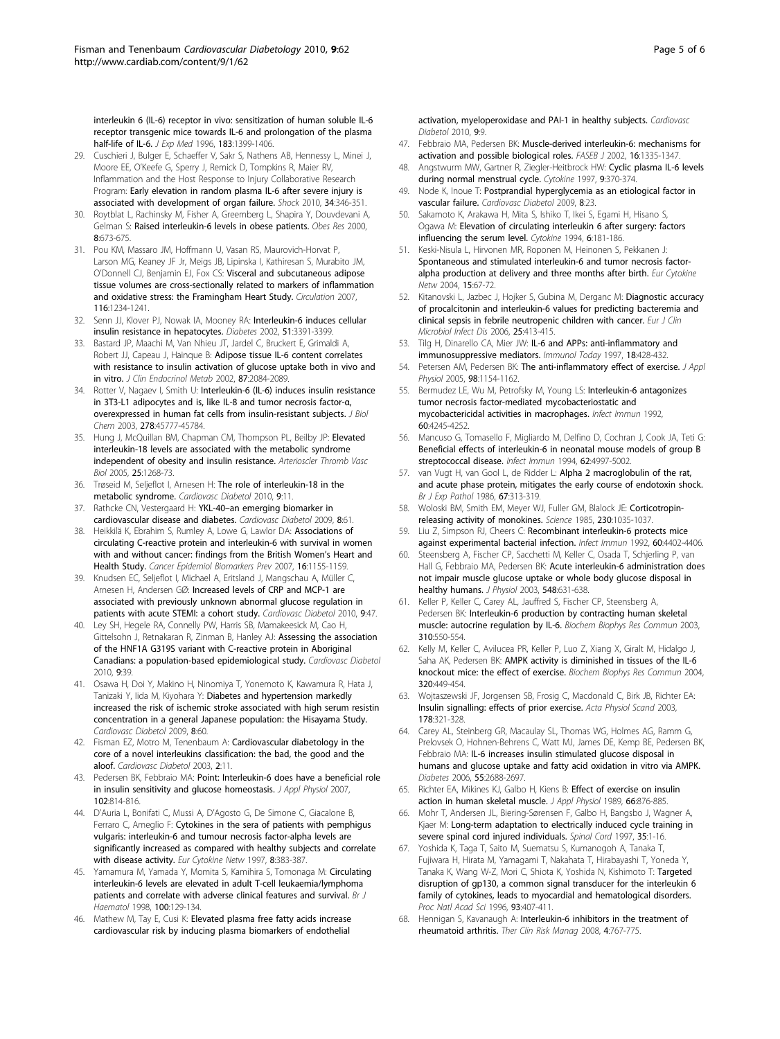interleukin 6 (IL-6) receptor in vivo: sensitization of human soluble IL-6 receptor transgenic mice towards IL-6 and prolongation of the plasma half-life of IL-6. *J Exp Med* 1996, **183**:1399-1406.

29. Cuschieri J, Bulger E, Schaeffer V, Sakr S, Nathens AB, Hennessy L, Minei J, Moore EE, O'Keefe G, Sperry J, Remick D, Tompkins R, Maier RV, Inflammation and the Host Response to Injury Collaborative Research Program: **Early elevation in random plasma IL-6 after severe injury is associated with development of organ failure.** *Shock* 2010, **34**:346-351.
30. Roytblat L, Rachinsky M, Fisher A, Greemberg L, Shapira Y, Douvdevani A, Gelman S: **Raised interleukin-6 levels in obese patients.** *Obes Res* 2000, **8**:673-675.
31. Pou KM, Massaro JM, Hoffmann U, Vasan RS, Maurovich-Horvat P, Larson MG, Keaney JF Jr, Meigs JB, Lipinska I, Kathiresan S, Murabito JM, O'Donnell CJ, Benjamin EJ, Fox CS: **Visceral and subcutaneous adipose tissue volumes are cross-sectionally related to markers of inflammation and oxidative stress: the Framingham Heart Study.** *Circulation* 2007, **116**:1234-1241.
32. Senn JJ, Klover PJ, Nowak IA, Mooney RA: **Interleukin-6 induces cellular insulin resistance in hepatocytes.** *Diabetes* 2002, **51**:3391-3399.
33. Bastard JP, Maachi M, Van Nhieu JT, Jardel C, Bruckert E, Grimaldi A, Robert JJ, Capeau J, Hainque B: **Adipose tissue IL-6 content correlates with resistance to insulin activation of glucose uptake both in vivo and in vitro.** *J Clin Endocrinol Metab* 2002, **87**:2084-2089.
34. Rotter V, Nagaev I, Smith U: **Interleukin-6 (IL-6) induces insulin resistance in 3T3-L1 adipocytes and is, like IL-8 and tumor necrosis factor-α, overexpressed in human fat cells from insulin-resistant subjects.** *J Biol Chem* 2003, **278**:45777-45784.
35. Hung J, McQuillan BM, Chapman CM, Thompson PL, Beilby JP: **Elevated interleukin-18 levels are associated with the metabolic syndrome independent of obesity and insulin resistance.** *Arterioscler Thromb Vasc Biol* 2005, **25**:1268-73.
36. Trøseid M, Seljeflot I, Arnesen H: **The role of interleukin-18 in the metabolic syndrome.** *Cardiovasc Diabetol* 2010, **9**:11.
37. Rathcke CN, Vestergaard H: **YKL-40–an emerging biomarker in cardiovascular disease and diabetes.** *Cardiovasc Diabetol* 2009, **8**:61.
38. Heikkilä K, Ebrahim S, Rumley A, Lowe G, Lawlor DA: **Associations of circulating C-reactive protein and interleukin-6 with survival in women with and without cancer: findings from the British Women's Heart and Health Study.** *Cancer Epidemiol Biomarkers Prev* 2007, **16**:1155-1159.
39. Knudsen EC, Seljeflot I, Michael A, Eritsland J, Mangschau A, Müller C, Arnesen H, Andersen GØ: **Increased levels of CRP and MCP-1 are associated with previously unknown abnormal glucose regulation in patients with acute STEMI: a cohort study.** *Cardiovasc Diabetol* 2010, **9**:47.
40. Ley SH, Hegele RA, Connelly PW, Harris SB, Mamakeesick M, Cao H, Gittelsohn J, Retnakaran R, Zinman B, Hanley AJ: **Assessing the association of the HNF1A G319S variant with C-reactive protein in Aboriginal Canadians: a population-based epidemiological study.** *Cardiovasc Diabetol* 2010, **9**:39.
41. Osawa H, Doi Y, Makino H, Ninomiya T, Yonemoto K, Kawamura R, Hata J, Tanizaki Y, Iida M, Kiyohara Y: **Diabetes and hypertension markedly increased the risk of ischemic stroke associated with high serum resistin concentration in a general Japanese population: the Hisayama Study.** *Cardiovasc Diabetol* 2009, **8**:60.
42. Fisman EZ, Motro M, Tenenbaum A: **Cardiovascular diabetology in the core of a novel interleukins classification: the bad, the good and the aloof.** *Cardiovasc Diabetol* 2003, **2**:11.
43. Pedersen BK, Febbraio MA: **Point: Interleukin-6 does have a beneficial role in insulin sensitivity and glucose homeostasis.** *J Appl Physiol* 2007, **102**:814-816.
44. D'Auria L, Bonifati C, Mussi A, D'Agosto G, De Simone C, Giacalone B, Ferraro C, Ameglio F: **Cytokines in the sera of patients with pemphigus vulgaris: interleukin-6 and tumour necrosis factor-alpha levels are significantly increased as compared with healthy subjects and correlate with disease activity.** *Eur Cytokine Netw* 1997, **8**:383-387.
45. Yamamura M, Yamada Y, Momita S, Kamihira S, Tomonaga M: **Circulating interleukin-6 levels are elevated in adult T-cell leukaemia/lymphoma patients and correlate with adverse clinical features and survival.** *Br J Haematol* 1998, **100**:129-134.
46. Mathew M, Tay E, Cusi K: **Elevated plasma free fatty acids increase cardiovascular risk by inducing plasma biomarkers of endothelial activation, myeloperoxidase and PAI-1 in healthy subjects.** *Cardiovasc Diabetol* 2010, **9**:9.
47. Febbraio MA, Pedersen BK: **Muscle-derived interleukin-6: mechanisms for activation and possible biological roles.** *FASEB J* 2002, **16**:1335-1347.
48. Angstwurm MW, Gartner R, Ziegler-Heitbrock HW: **Cyclic plasma IL-6 levels during normal menstrual cycle.** *Cytokine* 1997, **9**:370-374.
49. Node K, Inoue T: **Postprandial hyperglycemia as an etiological factor in vascular failure.** *Cardiovasc Diabetol* 2009, **8**:23.
50. Sakamoto K, Arakawa H, Mita S, Ishiko T, Ikei S, Egami H, Hisano S, Ogawa M: **Elevation of circulating interleukin 6 after surgery: factors influencing the serum level.** *Cytokine* 1994, **6**:181-186.
51. Keski-Nisula L, Hirvonen MR, Roponen M, Heinonen S, Pekkanen J: **Spontaneous and stimulated interleukin-6 and tumor necrosis factor-alpha production at delivery and three months after birth.** *Eur Cytokine Netw* 2004, **15**:67-72.
52. Kitanovski L, Jazbec J, Hojker S, Gubina M, Derganc M: **Diagnostic accuracy of procalcitonin and interleukin-6 values for predicting bacteremia and clinical sepsis in febrile neutropenic children with cancer.** *Eur J Clin Microbiol Infect Dis* 2006, **25**:413-415.
53. Tilg H, Dinarello CA, Mier JW: **IL-6 and APPs: anti-inflammatory and immunosuppressive mediators.** *Immunol Today* 1997, **18**:428-432.
54. Petersen AM, Pedersen BK: **The anti-inflammatory effect of exercise.** *J Appl Physiol* 2005, **98**:1154-1162.
55. Bermudez LE, Wu M, Petrofsky M, Young LS: **Interleukin-6 antagonizes tumor necrosis factor-mediated mycobacteriostatic and mycobactericidal activities in macrophages.** *Infect Immun* 1992, **60**:4245-4252.
56. Mancuso G, Tomasello F, Migliardo M, Delfino D, Cochran J, Cook JA, Teti G: **Beneficial effects of interleukin-6 in neonatal mouse models of group B streptococcal disease.** *Infect Immun* 1994, **62**:4997-5002.
57. van Vugt H, van Gool L, de Ridder L: **Alpha 2 macroglobulin of the rat, and acute phase protein, mitigates the early course of endotoxin shock.** *Br J Exp Pathol* 1986, **67**:313-319.
58. Woloski BM, Smith EM, Meyer WJ, Fuller GM, Blalock JE: **Corticotropin-releasing activity of monokines.** *Science* 1985, **230**:1035-1037.
59. Liu Z, Simpson RJ, Cheers C: **Recombinant interleukin-6 protects mice against experimental bacterial infection.** *Infect Immun* 1992, **60**:4402-4406.
60. Steensberg A, Fischer CP, Sacchetti M, Keller C, Osada T, Schjerling P, van Hall G, Febbraio MA, Pedersen BK: **Acute interleukin-6 administration does not impair muscle glucose uptake or whole body glucose disposal in healthy humans.** *J Physiol* 2003, **548**:631-638.
61. Keller P, Keller C, Carey AL, Jauffred S, Fischer CP, Steensberg A, Pedersen BK: **Interleukin-6 production by contracting human skeletal muscle: autocrine regulation by IL-6.** *Biochem Biophys Res Commun* 2003, **310**:550-554.
62. Kelly M, Keller C, Avilucea PR, Keller P, Luo Z, Xiang X, Giralt M, Hidalgo J, Saha AK, Pedersen BK: **AMPK activity is diminished in tissues of the IL-6 knockout mice: the effect of exercise.** *Biochem Biophys Res Commun* 2004, **320**:449-454.
63. Wojtaszewski JF, Jorgensen SB, Frosig C, Macdonald C, Birk JB, Richter EA: **Insulin signalling: effects of prior exercise.** *Acta Physiol Scand* 2003, **178**:321-328.
64. Carey AL, Steinberg GR, Macaulay SL, Thomas WG, Holmes AG, Ramm G, Prelovsek O, Hohnen-Behrens C, Watt MJ, James DE, Kemp BE, Pedersen BK, Febbraio MA: **IL-6 increases insulin stimulated glucose disposal in humans and glucose uptake and fatty acid oxidation in vitro via AMPK.** *Diabetes* 2006, **55**:2688-2697.
65. Richter EA, Mikines KJ, Galbo H, Kiens B: **Effect of exercise on insulin action in human skeletal muscle.** *J Appl Physiol* 1989, **66**:876-885.
66. Mohr T, Andersen JL, Biering-Sørensen F, Galbo H, Bangsbo J, Wagner A, Kjaer M: **Long-term adaptation to electrically induced cycle training in severe spinal cord injured individuals.** *Spinal Cord* 1997, **35**:1-16.
67. Yoshida K, Taga T, Saito M, Suematsu S, Kumanogoh A, Tanaka T, Fujiwara H, Hirata M, Yamagami T, Nakahata T, Hirabayashi T, Yoneda Y, Tanaka K, Wang W-Z, Mori C, Shiota K, Yoshida N, Kishimoto T: **Targeted disruption of gp130, a common signal transducer for the interleukin 6 family of cytokines, leads to myocardial and hematological disorders.** *Proc Natl Acad Sci* 1996, **93**:407-411.
68. Hennigan S, Kavanaugh A: **Interleukin-6 inhibitors in the treatment of rheumatoid arthritis.** *Ther Clin Risk Manag* 2008, **4**:767-775.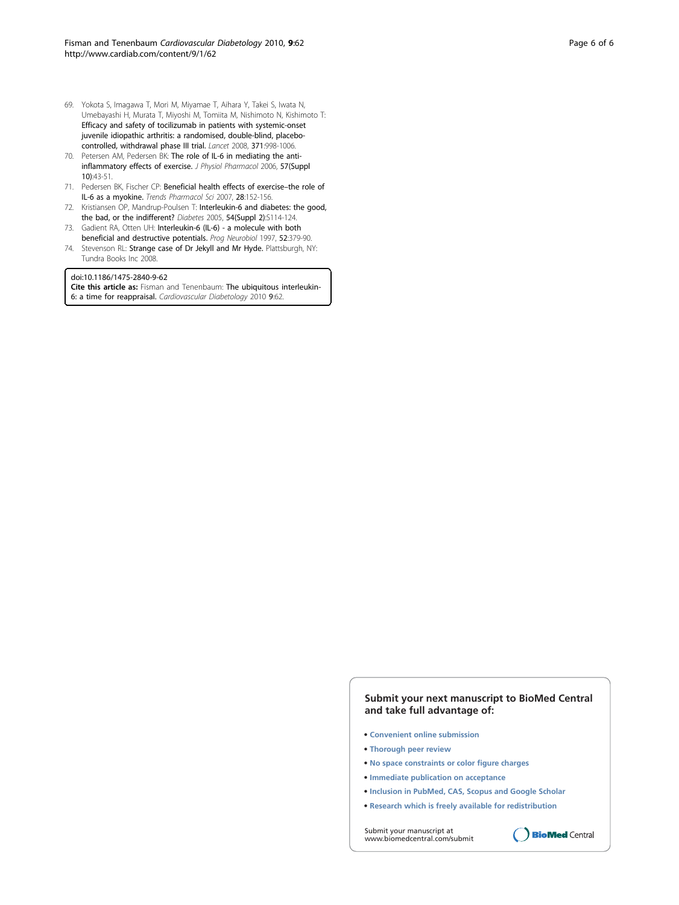69. Yokota S, Imagawa T, Mori M, Miyamae T, Aihara Y, Takei S, Iwata N, Umebayashi H, Murata T, Miyoshi M, Tomiita M, Nishimoto N, Kishimoto T: **Efficacy and safety of tocilizumab in patients with systemic-onset juvenile idiopathic arthritis: a randomised, double-blind, placebo-controlled, withdrawal phase III trial.** *Lancet* 2008, **371**:998-1006.
70. Petersen AM, Pedersen BK: **The role of IL-6 in mediating the anti-inflammatory effects of exercise.** *J Physiol Pharmacol* 2006, **57(Suppl 10)**:43-51.
71. Pedersen BK, Fischer CP: **Beneficial health effects of exercise–the role of IL-6 as a myokine.** *Trends Pharmacol Sci* 2007, **28**:152-156.
72. Kristiansen OP, Mandrup-Poulsen T: **Interleukin-6 and diabetes: the good, the bad, or the indifferent?** *Diabetes* 2005, **54(Suppl 2)**:S114-124.
73. Gadient RA, Otten UH: **Interleukin-6 (IL-6) - a molecule with both beneficial and destructive potentials.** *Prog Neurobiol* 1997, **52**:379-90.
74. Stevenson RL: **Strange case of Dr Jekyll and Mr Hyde.** Plattsburgh, NY: Tundra Books Inc 2008.

doi:10.1186/1475-2840-9-62
**Cite this article as:** Fisman and Tenenbaum: **The ubiquitous interleukin-6: a time for reappraisal.** *Cardiovascular Diabetology* 2010 **9**:62.

**Submit your next manuscript to BioMed Central and take full advantage of:**

- **Convenient online submission**
- **Thorough peer review**
- **No space constraints or color figure charges**
- **Immediate publication on acceptance**
- **Inclusion in PubMed, CAS, Scopus and Google Scholar**
- **Research which is freely available for redistribution**

Submit your manuscript at
www.biomedcentral.com/submit

BioMed Central